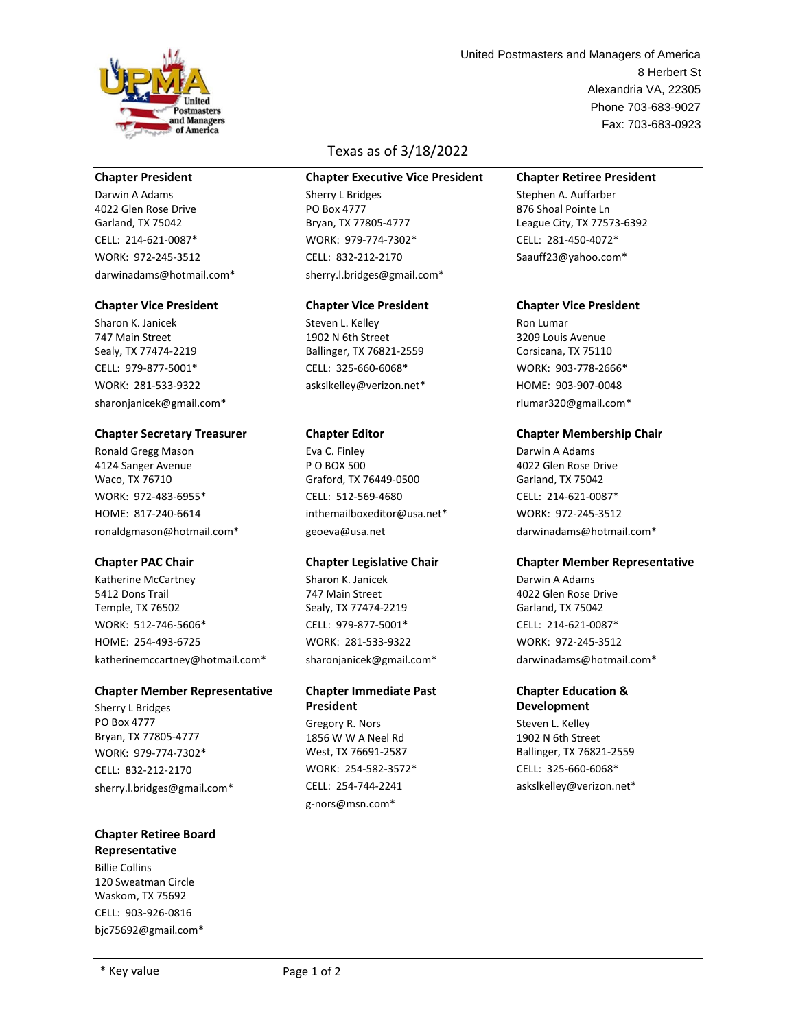United Postmasters and Managers of America
8 Herbert St
Alexandria VA, 22305
Phone 703-683-9027
Fax: 703-683-0923

# Texas as of 3/18/2022

### Chapter President

Darwin A Adams
4022 Glen Rose Drive
Garland, TX 75042
CELL: 214-621-0087*
WORK: 972-245-3512
darwinadams@hotmail.com*

### Chapter Executive Vice President

Sherry L Bridges
PO Box 4777
Bryan, TX 77805-4777
WORK: 979-774-7302*
CELL: 832-212-2170
sherry.l.bridges@gmail.com*

### Chapter Retiree President

Stephen A. Auffarber
876 Shoal Pointe Ln
League City, TX 77573-6392
CELL: 281-450-4072*
Saauff23@yahoo.com*

### Chapter Vice President

Sharon K. Janicek
747 Main Street
Sealy, TX 77474-2219
CELL: 979-877-5001*
WORK: 281-533-9322
sharonjanicek@gmail.com*

### Chapter Vice President

Steven L. Kelley
1902 N 6th Street
Ballinger, TX 76821-2559
CELL: 325-660-6068*
askslkelley@verizon.net*

### Chapter Vice President

Ron Lumar
3209 Louis Avenue
Corsicana, TX 75110
WORK: 903-778-2666*
HOME: 903-907-0048
rlumar320@gmail.com*

### Chapter Secretary Treasurer

Ronald Gregg Mason
4124 Sanger Avenue
Waco, TX 76710
WORK: 972-483-6955*
HOME: 817-240-6614
ronaldgmason@hotmail.com*

### Chapter Editor

Eva C. Finley
P O BOX 500
Graford, TX 76449-0500
CELL: 512-569-4680
inthemailboxeditor@usa.net*
geoeva@usa.net

### Chapter Membership Chair

Darwin A Adams
4022 Glen Rose Drive
Garland, TX 75042
CELL: 214-621-0087*
WORK: 972-245-3512
darwinadams@hotmail.com*

### Chapter PAC Chair

Katherine McCartney
5412 Dons Trail
Temple, TX 76502
WORK: 512-746-5606*
HOME: 254-493-6725
katherinemccartney@hotmail.com*

### Chapter Legislative Chair

Sharon K. Janicek
747 Main Street
Sealy, TX 77474-2219
CELL: 979-877-5001*
WORK: 281-533-9322
sharonjanicek@gmail.com*

### Chapter Member Representative

Darwin A Adams
4022 Glen Rose Drive
Garland, TX 75042
CELL: 214-621-0087*
WORK: 972-245-3512
darwinadams@hotmail.com*

### Chapter Member Representative

Sherry L Bridges
PO Box 4777
Bryan, TX 77805-4777
WORK: 979-774-7302*
CELL: 832-212-2170
sherry.l.bridges@gmail.com*

### Chapter Immediate Past President

Gregory R. Nors
1856 W W A Neel Rd
West, TX 76691-2587
WORK: 254-582-3572*
CELL: 254-744-2241
g-nors@msn.com*

### Chapter Education & Development

Steven L. Kelley
1902 N 6th Street
Ballinger, TX 76821-2559
CELL: 325-660-6068*
askslkelley@verizon.net*

### Chapter Retiree Board Representative

Billie Collins
120 Sweatman Circle
Waskom, TX 75692
CELL: 903-926-0816
bjc75692@gmail.com*

* Key value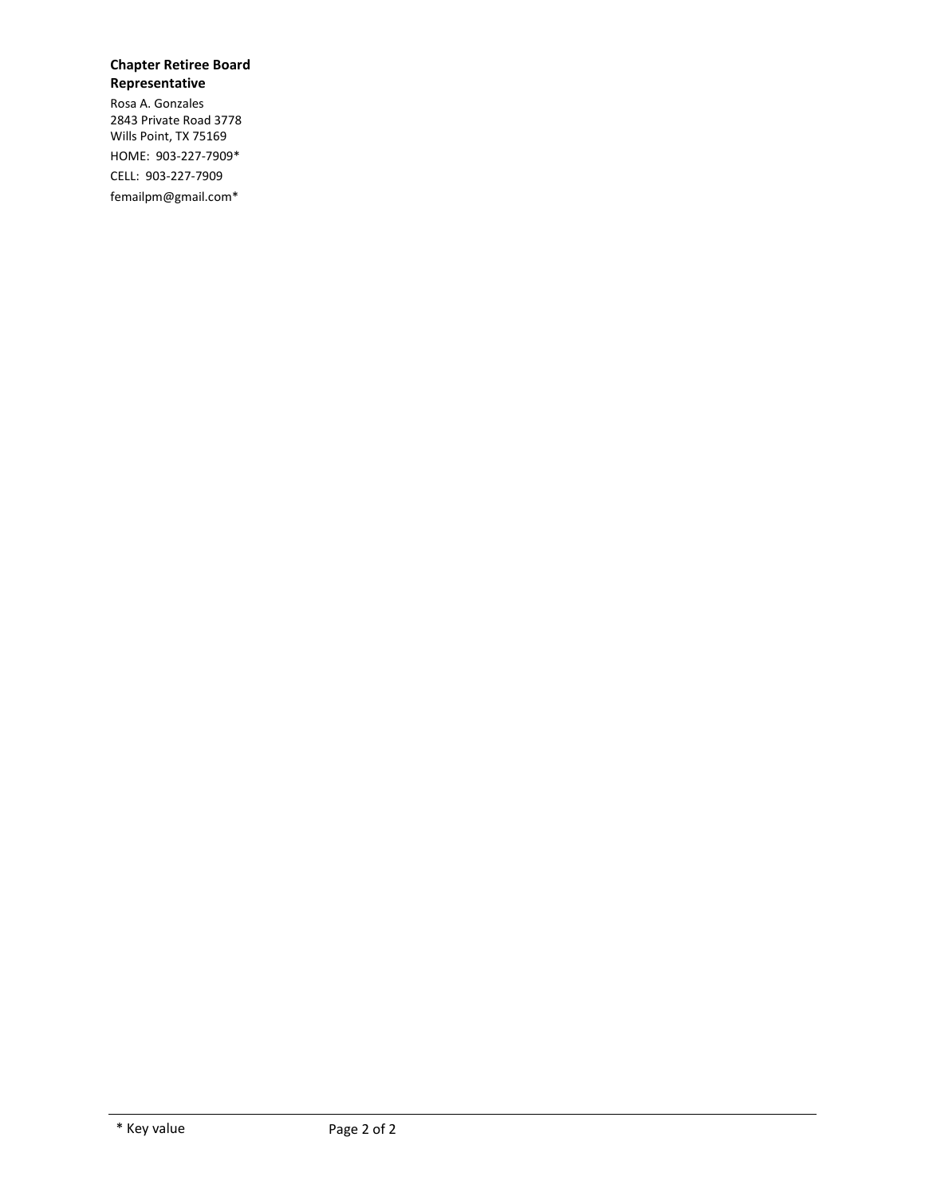**Chapter Retiree Board Representative**

Rosa A. Gonzales
2843 Private Road 3778
Wills Point, TX 75169
HOME: 903-227-7909*
CELL: 903-227-7909
femailpm@gmail.com*

* Key value